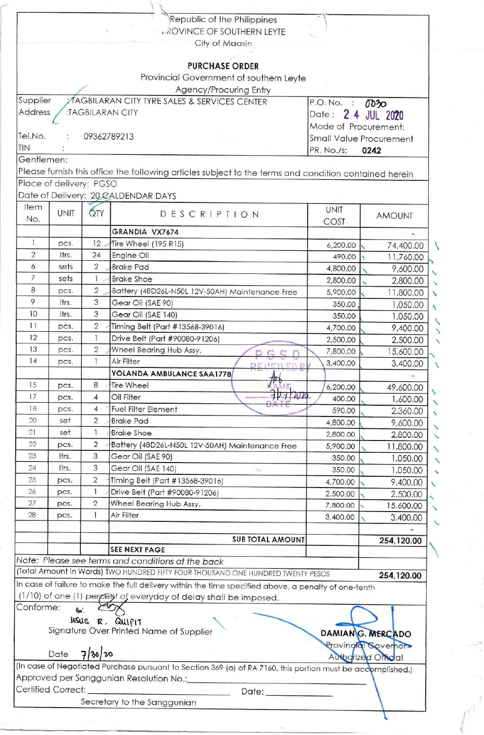Republic of the Philippines
PROVINCE OF SOUTHERN LEYTE
City of Maasin

**PURCHASE ORDER**
Provincial Government of southern Leyte
Agency/Procuring Entry

| | |
|---|---|
| Supplier : TAGBILARAN CITY TYRE SALES & SERVICES CENTER | P.O. No. : 0030 |
| Address : TAGBILARAN CITY | Date : 24 JUL 2020 |
| | Mode of Procurement: Small Value Procurement |
| Tel.No. : 09362789213 | |
| TIN : | PR. No./s: **0242** |

Gentlemen:
Please furnish this office the following articles subject to the terms and condition contained herein
Place of delivery: PGSO
Date of Delivery: 20 CALDENDAR DAYS

| Item No. | UNIT | QTY | DESCRIPTION | UNIT COST | AMOUNT |
|---|---|---|---|---|---|
| | | | **GRANDIA VX7674** | | - |
| 1 | pcs. | 12 | Tire Wheel (195 R15) | 6,200.00 | 74,400.00 |
| 2 | ltrs. | 24 | Engine Oil | 490.00 | 11,760.00 |
| 6 | sets | 2 | Brake Pad | 4,800.00 | 9,600.00 |
| 7 | sets | 1 | Brake Shoe | 2,800.00 | 2,800.00 |
| 8 | pcs. | 2 | Battery (48D26L-N50L 12V-50AH) Maintenance Free | 5,900.00 | 11,800.00 |
| 9 | ltrs. | 3 | Gear Oil (SAE 90) | 350.00 | 1,050.00 |
| 10 | ltrs. | 3 | Gear Oil (SAE 140) | 350.00 | 1,050.00 |
| 11 | pcs. | 2 | Timing Belt (Part #13568-39016) | 4,700.00 | 9,400.00 |
| 12 | pcs. | 1 | Drive Belt (Part #90080-91206) | 2,500.00 | 2,500.00 |
| 13 | pcs. | 2 | Wheel Bearing Hub Assy. | 7,800.00 | 15,600.00 |
| 14 | pcs. | 1 | Air Filter | 3,400.00 | 3,400.00 |
| | | | **YOLANDA AMBULANCE SAA1778** | | - |
| 15 | pcs. | 8 | Tire Wheel | 6,200.00 | 49,600.00 |
| 17 | pcs. | 4 | Oil Filter | 400.00 | 1,600.00 |
| 18 | pcs. | 4 | Fuel Filter Element | 590.00 | 2,360.00 |
| 20 | set | 2 | Brake Pad | 4,800.00 | 9,600.00 |
| 21 | set | 1 | Brake Shoe | 2,800.00 | 2,800.00 |
| 22 | pcs. | 2 | Battery (48D26L-N50L 12V-50AH) Maintenance Free | 5,900.00 | 11,800.00 |
| 23 | ltrs. | 3 | Gear Oil (SAE 90) | 350.00 | 1,050.00 |
| 24 | ltrs. | 3 | Gear Oil (SAE 140) | 350.00 | 1,050.00 |
| 25 | pcs. | 2 | Timing Belt (Part #13568-39016) | 4,700.00 | 9,400.00 |
| 26 | pcs. | 1 | Drive Belt (Part #90080-91206) | 2,500.00 | 2,500.00 |
| 27 | pcs. | 2 | Wheel Bearing Hub Assy. | 7,800.00 | 15,600.00 |
| 28 | pcs. | 1 | Air Filter | 3,400.00 | 3,400.00 |
| | | | | | - |
| | | | **SUB TOTAL AMOUNT** | | **254,120.00** |
| | | | **SEE NEXT PAGE** | | |

PGSO RECEIVED BY
NAME
DATE 7/27/2020

*Note: Please see terms and conditions at the back*

(Total Amount in Words) TWO HUNDRED FIFTY FOUR THOUSAND ONE HUNDRED TWENTY PESOS **254,120.00**

In case of failure to make the full delivery within the time specified above, a penalty of one-tenth (1/10) of one (1) percent of everyday of delay shall be imposed.

Conforme:

JESUS R. QUIPIT
Signature Over Printed Name of Supplier

Date 7/30/20

**DAMIAN G. MERCADO**
Provincial Governor
Authorized Official

(In case of Negotiated Purchase pursuant to Section 369 (a) of RA 7160, this portion must be accomplished.)
Approved per Sanggunian Resolution No.: ____________________
Certified Correct: ____________________ Date: ____________
Secretary to the Sanggunian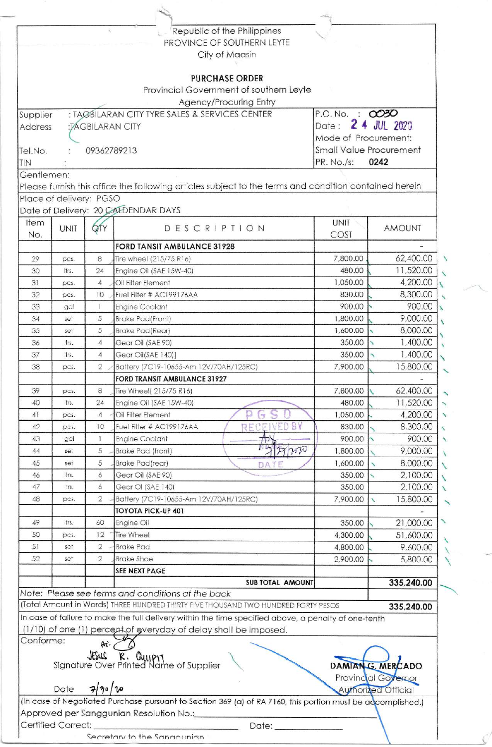Republic of the Philippines
PROVINCE OF SOUTHERN LEYTE
City of Maasin

## PURCHASE ORDER

Provincial Government of southern Leyte
Agency/Procuring Entry

| | | | |
|---|---|---|---|
| Supplier | : TAGBILARAN CITY TYRE SALES & SERVICES CENTER | P.O. No. : | 0030 |
| Address | : TAGBILARAN CITY | Date : | 24 JUL 2020 |
| | | Mode of Procurement: | |
| Tel.No. | : 09362789213 | Small Value Procurement | |
| TIN | : | PR. No./s: | 0242 |

Gentlemen:
Please furnish this office the following articles subject to the terms and condition contained herein

Place of delivery: PGSO
Date of Delivery: 20 CALDENDAR DAYS

| Item No. | UNIT | QTY | DESCRIPTION | UNIT COST | AMOUNT |
|---|---|---|---|---|---|
| | | | **FORD TANSIT AMBULANCE 31928** | | - |
| 29 | pcs. | 8 | Tire wheel (215/75 R16) | 7,800.00 | 62,400.00 |
| 30 | ltrs. | 24 | Engine Oil (SAE 15W-40) | 480.00 | 11,520.00 |
| 31 | pcs. | 4 | Oil Filter Element | 1,050.00 | 4,200.00 |
| 32 | pcs. | 10 | Fuel Filter # AC199176AA | 830.00 | 8,300.00 |
| 33 | gal | 1 | Engine Coolant | 900.00 | 900.00 |
| 34 | set | 5 | Brake Pad(Front) | 1,800.00 | 9,000.00 |
| 35 | set | 5 | Brake Pad(Rear) | 1,600.00 | 8,000.00 |
| 36 | ltrs. | 4 | Gear Oil (SAE 90) | 350.00 | 1,400.00 |
| 37 | ltrs. | 4 | Gear Oil(SAE 140)] | 350.00 | 1,400.00 |
| 38 | pcs. | 2 | Battery (7C19-10655-Am 12V/70AH/125RC) | 7,900.00 | 15,800.00 |
| | | | **FORD TRANSIT AMBULANCE 31927** | | - |
| 39 | pcs. | 8 | Tire Wheel( 215/75 R16) | 7,800.00 | 62,400.00 |
| 40 | ltrs. | 24 | Engine Oil (SAE 15W-40) | 480.00 | 11,520.00 |
| 41 | pcs. | 4 | Oil Filter Element | 1,050.00 | 4,200.00 |
| 42 | pcs. | 10 | Fuel Filter # AC199176AA | 830.00 | 8,300.00 |
| 43 | gal | 1 | Engine Coolant | 900.00 | 900.00 |
| 44 | set | 5 | Brake Pad (front) | 1,800.00 | 9,000.00 |
| 45 | set | 5 | Brake Pad(rear) | 1,600.00 | 8,000.00 |
| 46 | ltrs. | 6 | Gear Oil (SAE 90) | 350.00 | 2,100.00 |
| 47 | ltrs. | 6 | Gear Ol (SAE 140) | 350.00 | 2,100.00 |
| 48 | pcs. | 2 | Battery (7C19-10655-Am 12V/70AH/125RC) | 7,900.00 | 15,800.00 |
| | | | **TOYOTA PICK-UP 401** | | - |
| 49 | ltrs. | 60 | Engine Oil | 350.00 | 21,000.00 |
| 50 | pcs. | 12 | Tire Wheel | 4,300.00 | 51,600.00 |
| 51 | set | 2 | Brake Pad | 4,800.00 | 9,600.00 |
| 52 | set | 2 | Brake Shoe | 2,900.00 | 5,800.00 |
| | | | **SEE NEXT PAGE** | | |
| | | | **SUB TOTAL AMOUNT** | | **335,240.00** |

PGSO RECEIVED BY — 7/27/2020 — DATE

*Note: Please see terms and conditions at the back*

(Total Amount in Words) THREE HUNDRED THIRTY FIVE THOUSAND TWO HUNDRED FORTY PESOS **335,240.00**

In case of failure to make the full delivery within the time specified above, a penalty of one-tenth (1/10) of one (1) percent of everyday of delay shall be imposed.

Conforme:

JESUS R. QUIPIT
Signature Over Printed Name of Supplier

Date 7/30/20

**DAMIAN G. MERCADO**
Provincial Governor
Authorized Official

(In case of Negotiated Purchase pursuant to Section 369 (a) of RA 7160, this portion must be accomplished.)

Approved per Sanggunian Resolution No.:________________

Certified Correct: ________________ Date: ________

Secretary to the Sanggunian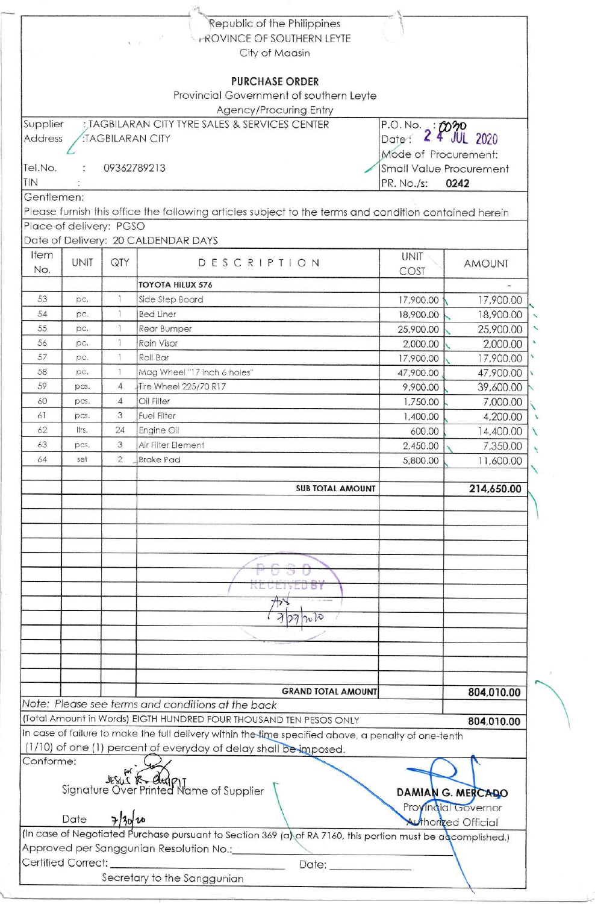Republic of the Philippines
PROVINCE OF SOUTHERN LEYTE
City of Maasin

**PURCHASE ORDER**

Provincial Government of southern Leyte
Agency/Procuring Entry

| | |
|---|---|
| Supplier : TAGBILARAN CITY TYRE SALES & SERVICES CENTER<br>Address : TAGBILARAN CITY<br><br>Tel.No. : 09362789213<br>TIN : | P.O. No. : 0030<br>Date : 24 JUL 2020<br>Mode of Procurement:<br>Small Value Procurement<br>PR. No./s: 0242 |

Gentlemen:

Please furnish this office the following articles subject to the terms and condition contained herein

Place of delivery: PGSO

Date of Delivery: 20 CALDENDAR DAYS

| Item No. | UNIT | QTY | DESCRIPTION | UNIT COST | AMOUNT |
|---|---|---|---|---|---|
| | | | **TOYOTA HILUX 576** | | - |
| 53 | pc. | 1 | Side Step Board | 17,900.00 | 17,900.00 |
| 54 | pc. | 1 | Bed Liner | 18,900.00 | 18,900.00 |
| 55 | pc. | 1 | Rear Bumper | 25,900.00 | 25,900.00 |
| 56 | pc. | 1 | Rain Visor | 2,000.00 | 2,000.00 |
| 57 | pc. | 1 | Roll Bar | 17,900.00 | 17,900.00 |
| 58 | pc. | 1 | Mag Wheel "17 inch 6 holes" | 47,900.00 | 47,900.00 |
| 59 | pcs. | 4 | Tire Wheel 225/70 R17 | 9,900.00 | 39,600.00 |
| 60 | pcs. | 4 | Oil Filter | 1,750.00 | 7,000.00 |
| 61 | pcs. | 3 | Fuel Filter | 1,400.00 | 4,200.00 |
| 62 | ltrs. | 24 | Engine Oil | 600.00 | 14,400.00 |
| 63 | pcs. | 3 | Air Filter Element | 2,450.00 | 7,350.00 |
| 64 | set | 2 | Brake Pad | 5,800.00 | 11,600.00 |
| | | | **SUB TOTAL AMOUNT** | | **214,650.00** |
| | | | **GRAND TOTAL AMOUNT** | | **804,010.00** |

PGSO RECEIVED BY
7/27/2020

*Note: Please see terms and conditions at the back*

(Total Amount in Words) EIGTH HUNDRED FOUR THOUSAND TEN PESOS ONLY **804,010.00**

In case of failure to make the full delivery within the time specified above, a penalty of one-tenth (1/10) of one (1) percent of everyday of delay shall be imposed.

Conforme:

for JESUS R. QUIPIT
Signature Over Printed Name of Supplier

Date 7/30/20

**DAMIAN G. MERCADO**
Provincial Governor
Authorized Official

(In case of Negotiated Purchase pursuant to Section 369 (a) of RA 7160, this portion must be accomplished.)

Approved per Sanggunian Resolution No.:\_\_\_\_\_\_\_\_\_\_

Certified Correct: \_\_\_\_\_\_\_\_\_\_ Date: \_\_\_\_\_\_\_\_\_\_

Secretary to the Sanggunian